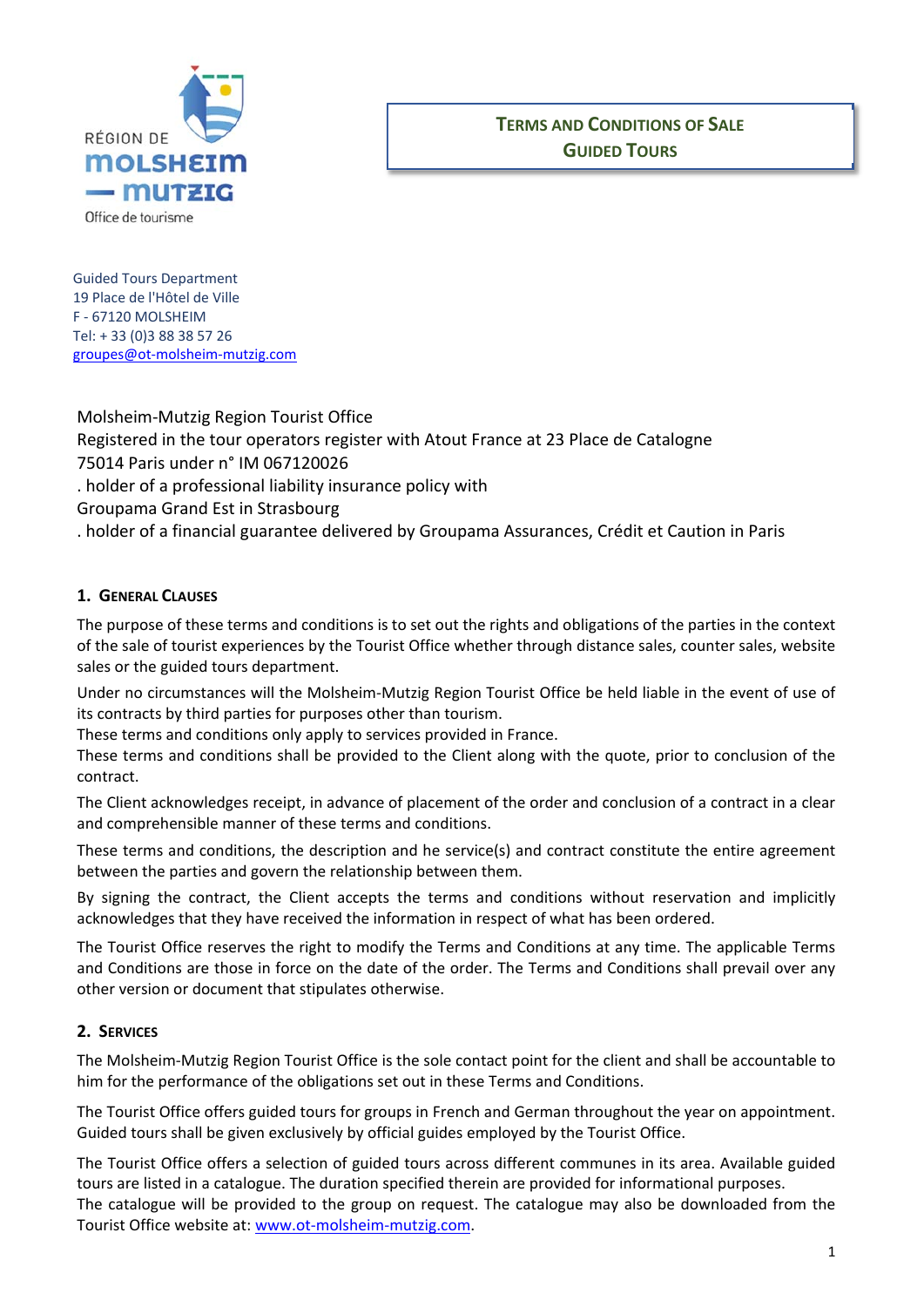RÉGION DE MOLSHEIM – MUTZIG
Office de tourisme

# Terms and Conditions of Sale
## Guided Tours

Guided Tours Department
19 Place de l'Hôtel de Ville
F - 67120 MOLSHEIM
Tel: + 33 (0)3 88 38 57 26
groupes@ot-molsheim-mutzig.com

Molsheim-Mutzig Region Tourist Office
Registered in the tour operators register with Atout France at 23 Place de Catalogne
75014 Paris under n° IM 067120026
. holder of a professional liability insurance policy with
Groupama Grand Est in Strasbourg
. holder of a financial guarantee delivered by Groupama Assurances, Crédit et Caution in Paris

### 1. General Clauses

The purpose of these terms and conditions is to set out the rights and obligations of the parties in the context of the sale of tourist experiences by the Tourist Office whether through distance sales, counter sales, website sales or the guided tours department.

Under no circumstances will the Molsheim-Mutzig Region Tourist Office be held liable in the event of use of its contracts by third parties for purposes other than tourism.
These terms and conditions only apply to services provided in France.
These terms and conditions shall be provided to the Client along with the quote, prior to conclusion of the contract.

The Client acknowledges receipt, in advance of placement of the order and conclusion of a contract in a clear and comprehensible manner of these terms and conditions.

These terms and conditions, the description and he service(s) and contract constitute the entire agreement between the parties and govern the relationship between them.

By signing the contract, the Client accepts the terms and conditions without reservation and implicitly acknowledges that they have received the information in respect of what has been ordered.

The Tourist Office reserves the right to modify the Terms and Conditions at any time. The applicable Terms and Conditions are those in force on the date of the order. The Terms and Conditions shall prevail over any other version or document that stipulates otherwise.

### 2. Services

The Molsheim-Mutzig Region Tourist Office is the sole contact point for the client and shall be accountable to him for the performance of the obligations set out in these Terms and Conditions.

The Tourist Office offers guided tours for groups in French and German throughout the year on appointment. Guided tours shall be given exclusively by official guides employed by the Tourist Office.

The Tourist Office offers a selection of guided tours across different communes in its area. Available guided tours are listed in a catalogue. The duration specified therein are provided for informational purposes.
The catalogue will be provided to the group on request. The catalogue may also be downloaded from the Tourist Office website at: www.ot-molsheim-mutzig.com.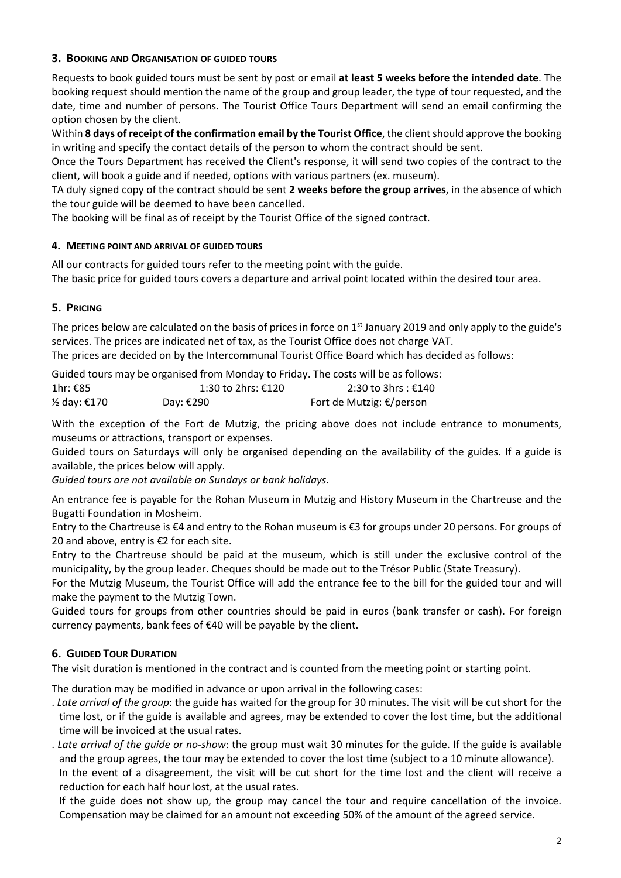## 3. Booking and Organisation of guided tours

Requests to book guided tours must be sent by post or email **at least 5 weeks before the intended date**. The booking request should mention the name of the group and group leader, the type of tour requested, and the date, time and number of persons. The Tourist Office Tours Department will send an email confirming the option chosen by the client.

Within **8 days of receipt of the confirmation email by the Tourist Office**, the client should approve the booking in writing and specify the contact details of the person to whom the contract should be sent.

Once the Tours Department has received the Client's response, it will send two copies of the contract to the client, will book a guide and if needed, options with various partners (ex. museum).

TA duly signed copy of the contract should be sent **2 weeks before the group arrives**, in the absence of which the tour guide will be deemed to have been cancelled.

The booking will be final as of receipt by the Tourist Office of the signed contract.

### 4. Meeting point and arrival of guided tours

All our contracts for guided tours refer to the meeting point with the guide.

The basic price for guided tours covers a departure and arrival point located within the desired tour area.

## 5. Pricing

The prices below are calculated on the basis of prices in force on 1st January 2019 and only apply to the guide's services. The prices are indicated net of tax, as the Tourist Office does not charge VAT.

The prices are decided on by the Intercommunal Tourist Office Board which has decided as follows:

Guided tours may be organised from Monday to Friday. The costs will be as follows:

| | | |
|---|---|---|
| 1hr: €85 | 1:30 to 2hrs: €120 | 2:30 to 3hrs : €140 |
| ½ day: €170 | Day: €290 | Fort de Mutzig: €/person |

With the exception of the Fort de Mutzig, the pricing above does not include entrance to monuments, museums or attractions, transport or expenses.

Guided tours on Saturdays will only be organised depending on the availability of the guides. If a guide is available, the prices below will apply.

*Guided tours are not available on Sundays or bank holidays.*

An entrance fee is payable for the Rohan Museum in Mutzig and History Museum in the Chartreuse and the Bugatti Foundation in Mosheim.

Entry to the Chartreuse is €4 and entry to the Rohan museum is €3 for groups under 20 persons. For groups of 20 and above, entry is €2 for each site.

Entry to the Chartreuse should be paid at the museum, which is still under the exclusive control of the municipality, by the group leader. Cheques should be made out to the Trésor Public (State Treasury).

For the Mutzig Museum, the Tourist Office will add the entrance fee to the bill for the guided tour and will make the payment to the Mutzig Town.

Guided tours for groups from other countries should be paid in euros (bank transfer or cash). For foreign currency payments, bank fees of €40 will be payable by the client.

## 6. Guided Tour Duration

The visit duration is mentioned in the contract and is counted from the meeting point or starting point.

The duration may be modified in advance or upon arrival in the following cases:

- *Late arrival of the group*: the guide has waited for the group for 30 minutes. The visit will be cut short for the time lost, or if the guide is available and agrees, may be extended to cover the lost time, but the additional time will be invoiced at the usual rates.
- *Late arrival of the guide or no-show*: the group must wait 30 minutes for the guide. If the guide is available and the group agrees, the tour may be extended to cover the lost time (subject to a 10 minute allowance).

  In the event of a disagreement, the visit will be cut short for the time lost and the client will receive a reduction for each half hour lost, at the usual rates.

  If the guide does not show up, the group may cancel the tour and require cancellation of the invoice. Compensation may be claimed for an amount not exceeding 50% of the amount of the agreed service.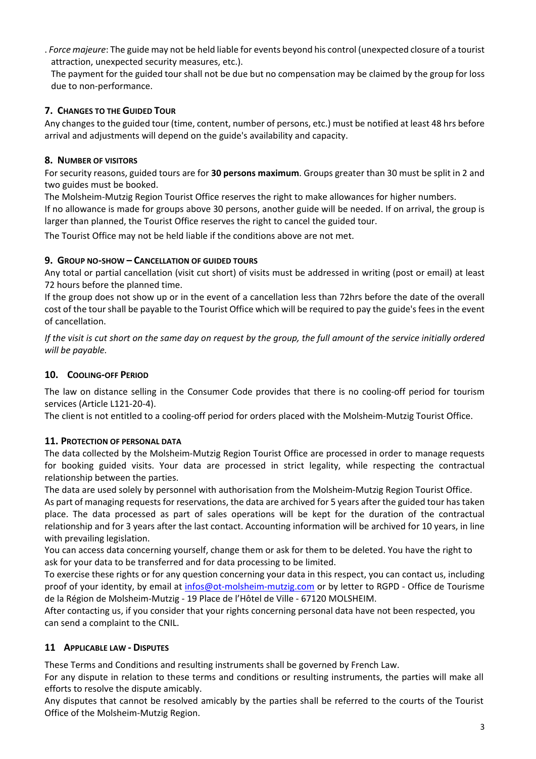. *Force majeure*: The guide may not be held liable for events beyond his control (unexpected closure of a tourist attraction, unexpected security measures, etc.).
The payment for the guided tour shall not be due but no compensation may be claimed by the group for loss due to non-performance.

## 7. Changes to the Guided Tour

Any changes to the guided tour (time, content, number of persons, etc.) must be notified at least 48 hrs before arrival and adjustments will depend on the guide's availability and capacity.

## 8. Number of visitors

For security reasons, guided tours are for **30 persons maximum**. Groups greater than 30 must be split in 2 and two guides must be booked.
The Molsheim-Mutzig Region Tourist Office reserves the right to make allowances for higher numbers.
If no allowance is made for groups above 30 persons, another guide will be needed. If on arrival, the group is larger than planned, the Tourist Office reserves the right to cancel the guided tour.

The Tourist Office may not be held liable if the conditions above are not met.

## 9. Group no-show – Cancellation of guided tours

Any total or partial cancellation (visit cut short) of visits must be addressed in writing (post or email) at least 72 hours before the planned time.
If the group does not show up or in the event of a cancellation less than 72hrs before the date of the overall cost of the tour shall be payable to the Tourist Office which will be required to pay the guide's fees in the event of cancellation.

*If the visit is cut short on the same day on request by the group, the full amount of the service initially ordered will be payable.*

## 10. Cooling-off Period

The law on distance selling in the Consumer Code provides that there is no cooling-off period for tourism services (Article L121-20-4).
The client is not entitled to a cooling-off period for orders placed with the Molsheim-Mutzig Tourist Office.

## 11. Protection of personal data

The data collected by the Molsheim-Mutzig Region Tourist Office are processed in order to manage requests for booking guided visits. Your data are processed in strict legality, while respecting the contractual relationship between the parties.
The data are used solely by personnel with authorisation from the Molsheim-Mutzig Region Tourist Office.
As part of managing requests for reservations, the data are archived for 5 years after the guided tour has taken place. The data processed as part of sales operations will be kept for the duration of the contractual relationship and for 3 years after the last contact. Accounting information will be archived for 10 years, in line with prevailing legislation.
You can access data concerning yourself, change them or ask for them to be deleted. You have the right to ask for your data to be transferred and for data processing to be limited.
To exercise these rights or for any question concerning your data in this respect, you can contact us, including proof of your identity, by email at infos@ot-molsheim-mutzig.com or by letter to RGPD - Office de Tourisme de la Région de Molsheim-Mutzig - 19 Place de l'Hôtel de Ville - 67120 MOLSHEIM.
After contacting us, if you consider that your rights concerning personal data have not been respected, you can send a complaint to the CNIL.

## 11 Applicable law - Disputes

These Terms and Conditions and resulting instruments shall be governed by French Law.
For any dispute in relation to these terms and conditions or resulting instruments, the parties will make all efforts to resolve the dispute amicably.
Any disputes that cannot be resolved amicably by the parties shall be referred to the courts of the Tourist Office of the Molsheim-Mutzig Region.